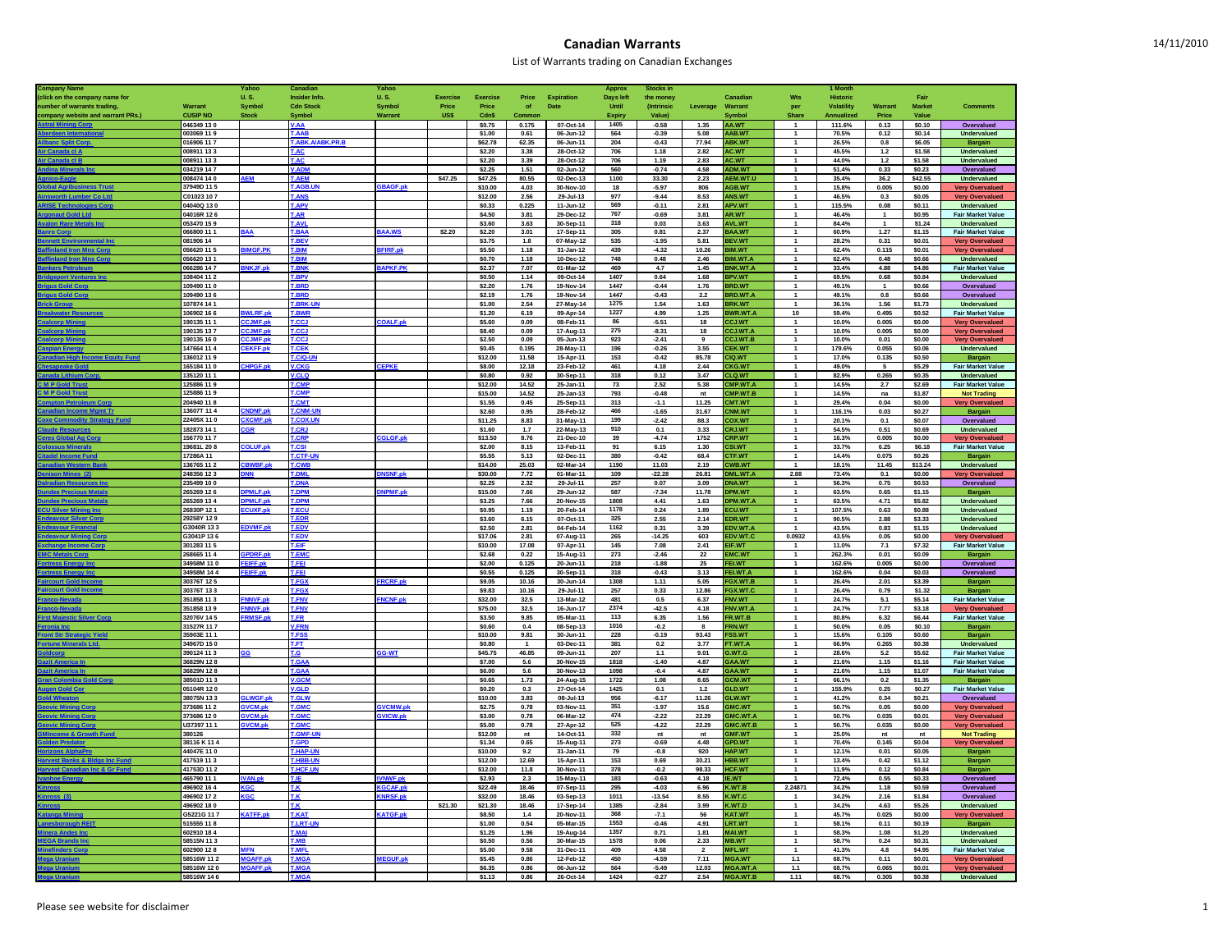# Canadian Warrants

14/11/2010

List of Warrants trading on Canadian Exchanges

| Company Name (click on the company name for number of warrants trading, company website and warrant PRs.) | Warrant CUSIP NO | Yahoo U.S. Symbol Stock | Canadian Insider Info. Cdn Stock Symbol | Yahoo U.S. Symbol Warrant | Exercise Price US$ | Exercise Price Cdn$ | Price of Common | Expiration Date | Approx Days left Until Expiry | Stocks in the money (Intrinsic Value) | Leverage | Canadian Warrant Symbol | Wts per Share | 1 Month Historic Volatility Annualized | Warrant Price | Fair Market Value | Comments |
|---|---|---|---|---|---|---|---|---|---|---|---|---|---|---|---|---|---|
| Astral Mining Corp. | 046349 13 0 | | V.AA | | | $0.75 | 0.175 | 07-Oct-14 | 1405 | -0.58 | 1.35 | AA.WT | 1 | 111.6% | 0.13 | $0.10 | Overvalued |
| Aberdeen International | 003069 11 9 | | T.AAB | | | $1.00 | 0.61 | 06-Jun-12 | 564 | -0.39 | 5.08 | AAB.WT | 1 | 70.5% | 0.12 | $0.14 | Undervalued |
| Allbanc Split Corp. | 016906 11 7 | | T.ABK.A/ABK.PR.B | | | $62.78 | 62.35 | 06-Jun-11 | 204 | -0.43 | 77.94 | ABK.WT | 1 | 26.5% | 0.8 | $6.05 | Bargain |
| Air Canada cl A | 008911 13 3 | | T.AC | | | $2.20 | 3.38 | 28-Oct-12 | 706 | 1.18 | 2.82 | AC.WT | 1 | 45.5% | 1.2 | $1.58 | Undervalued |
| Air Canada cl B | 008911 13 3 | | T.AC | | | $2.20 | 3.39 | 28-Oct-12 | 706 | 1.19 | 2.83 | AC.WT | 1 | 44.0% | 1.2 | $1.58 | Undervalued |
| Andina Minerals Inc | 034219 14 7 | | V.ADM | | | $2.25 | 1.51 | 02-Jun-12 | 560 | -0.74 | 4.58 | ADM.WT | 1 | 51.4% | 0.33 | $0.23 | Overvalued |
| Agnico-Eagle | 008474 14 0 | AEM | T.AEM | | $47.25 | $47.25 | 80.55 | 02-Dec-13 | 1100 | 33.30 | 2.23 | AEM.WT.U | 1 | 35.4% | 36.2 | $42.55 | Undervalued |
| Global Agribusiness Trust | 37949D 11 5 | | T.AGB.UN | GBAGF.pk | | $10.00 | 4.03 | 30-Nov-10 | 18 | -5.97 | 806 | AGB.WT | 1 | 15.8% | 0.005 | $0.00 | Very Overvalued |
| Ainsworth Lumber Co Ltd | C01023 10 7 | | T.ANS | | | $12.00 | 2.56 | 29-Jul-13 | 977 | -9.44 | 8.53 | ANS.WT | 1 | 46.5% | 0.3 | $0.05 | Very Overvalued |
| ARISE Technologies Corp | 04040Q 13 0 | | T.APV | | | $0.33 | 0.225 | 11-Jun-12 | 569 | -0.11 | 2.81 | APV.WT | 1 | 115.5% | 0.08 | $0.11 | Undervalued |
| Argonaut Gold Ltd | 04016R 12 6 | | T.AR | | | $4.50 | 3.81 | 29-Dec-12 | 767 | -0.69 | 3.81 | AR.WT | 1 | 46.4% | 1 | $0.95 | Fair Market Value |
| Avalon Rare Metals Inc | 053470 15 9 | | T.AVL | | | $3.60 | 3.63 | 30-Sep-11 | 318 | 0.03 | 3.63 | AVL.WT | 1 | 84.4% | 1 | $1.24 | Undervalued |
| Banro Corp | 066800 11 1 | BAA | T.BAA | BAA.WS | $2.20 | $2.20 | 3.01 | 17-Sep-11 | 305 | 0.81 | 2.37 | BAA.WT | 1 | 60.9% | 1.27 | $1.15 | Fair Market Value |
| Bennett Environmental Inc | 081906 14 | | T.BEV | | | $3.75 | 1.8 | 07-May-12 | 535 | -1.95 | 5.81 | BEV.WT | 1 | 28.2% | 0.31 | $0.01 | Very Overvalued |
| Baffinland Iron Mns Corp | 056620 11 5 | BIMGF.PK | T.BIM | BFIRF.pk | | $5.50 | 1.18 | 31-Jan-12 | 439 | -4.32 | 10.26 | BIM.WT | 1 | 62.4% | 0.115 | $0.01 | Very Overvalued |
| Baffinland Iron Mns Corp | 056620 13 1 | | T.BIM | | | $0.70 | 1.18 | 10-Dec-12 | 748 | 0.48 | 2.46 | BIM.WT.A | 1 | 62.4% | 0.48 | $0.66 | Undervalued |
| Bankers Petroleum | 066286 14 7 | BNKJF.pk | T.BNK | BAPKF.PK | | $2.37 | 7.07 | 01-Mar-12 | 469 | 4.7 | 1.45 | BNK.WT.A | 1 | 33.4% | 4.88 | $4.86 | Fair Market Value |
| Bridgeport Ventures Inc | 108404 11 2 | | T.BPV | | | $0.50 | 1.14 | 09-Oct-14 | 1407 | 0.64 | 1.68 | BPV.WT | 1 | 69.5% | 0.68 | $0.84 | Undervalued |
| Brigus Gold Corp | 109490 11 0 | | T.BRD | | | $2.20 | 1.76 | 19-Nov-14 | 1447 | -0.44 | 1.76 | BRD.WT | 1 | 49.1% | 1 | $0.66 | Overvalued |
| Brigus Gold Corp | 109490 13 6 | | T.BRD | | | $2.19 | 1.76 | 19-Nov-14 | 1447 | -0.43 | 2.2 | BRD.WT.A | 1 | 49.1% | 0.8 | $0.66 | Overvalued |
| Brick Group | 107874 14 1 | | T.BRK-UN | | | $1.00 | 2.54 | 27-May-14 | 1275 | 1.54 | 1.63 | BRK.WT | 1 | 36.1% | 1.56 | $1.73 | Undervalued |
| Breakwater Resources | 106902 16 6 | BWLRF.pk | T.BWR | | | $1.20 | 6.19 | 09-Apr-14 | 1227 | 4.99 | 1.25 | BWR.WT.A | 10 | 59.4% | 0.495 | $0.52 | Fair Market Value |
| Coalcorp Mining | 190135 11 1 | CCJMF.pk | T.CCJ | COALF.pk | | $5.60 | 0.09 | 08-Feb-11 | 86 | -5.51 | 18 | CCJ.WT | 1 | 10.0% | 0.005 | $0.00 | Very Overvalued |
| Coalcorp Mining | 190135 13 7 | CCJMF.pk | T.CCJ | | | $8.40 | 0.09 | 17-Aug-11 | 275 | -8.31 | 18 | CCJ.WT.A | 1 | 10.0% | 0.005 | $0.00 | Very Overvalued |
| Coalcorp Mining | 190135 16 0 | CCJMF.pk | T.CCJ | | | $2.50 | 0.09 | 05-Jun-13 | 923 | -2.41 | 9 | CCJ.WT.B | 1 | 10.0% | 0.01 | $0.00 | Very Overvalued |
| Caspian Energy | 147664 11 4 | CEKFF.pk | T.CEK | | | $0.45 | 0.195 | 28-May-11 | 196 | -0.26 | 3.55 | CEK.WT | 1 | 179.6% | 0.055 | $0.06 | Undervalued |
| Canadian High Income Equity Fund | 136012 11 9 | | T.CIQ-UN | | | $12.00 | 11.58 | 15-Apr-11 | 153 | -0.42 | 85.78 | CIQ.WT | 1 | 17.0% | 0.135 | $0.50 | Bargain |
| Chesapeake Gold | 165184 11 0 | CHPGF.pk | V.CKG | CEPKE | | $8.00 | 12.18 | 23-Feb-12 | 461 | 4.18 | 2.44 | CKG.WT | 1 | 49.0% | 5 | $5.29 | Fair Market Value |
| Canada Lithium Corp. | 135120 11 1 | | V.CLQ | | | $0.80 | 0.92 | 30-Sep-11 | 318 | 0.12 | 3.47 | CLQ.WT | 1 | 82.9% | 0.265 | $0.35 | Undervalued |
| C M P Gold Trust | 125886 11 9 | | T.CMP | | | $12.00 | 14.52 | 25-Jan-11 | 73 | 2.52 | 5.38 | CMP.WT.A | 1 | 14.5% | 2.7 | $2.69 | Fair Market Value |
| C M P Gold Trust | 125886 11 9 | | T.CMP | | | $15.00 | 14.52 | 25-Jan-13 | 793 | -0.48 | nt | CMP.WT.B | 1 | 14.5% | na | $1.87 | Not Trading |
| Compton Petroleum Corp | 204940 11 8 | | T.CMT | | | $1.55 | 0.45 | 25-Sep-11 | 313 | -1.1 | 11.25 | CMT.WT | 1 | 29.4% | 0.04 | $0.00 | Very Overvalued |
| Canadian Income Mgmt Tr | 13607T 11 4 | CNDNF.pk | T.CNM-UN | | | $2.60 | 0.95 | 28-Feb-12 | 466 | -1.65 | 31.67 | CNM.WT | 1 | 116.1% | 0.03 | $0.27 | Bargain |
| Coxe Commodity Strategy Fund | 22405X 11 0 | CXCMF.pk | T.COX.UN | | | $11.25 | 8.83 | 31-May-11 | 199 | -2.42 | 88.3 | COX.WT | 1 | 20.1% | 0.1 | $0.07 | Overvalued |
| Claude Resources | 182873 14 1 | CGR | T.CRJ | | | $1.60 | 1.7 | 22-May-13 | 910 | 0.1 | 3.33 | CRJ.WT | 1 | 54.5% | 0.51 | $0.69 | Undervalued |
| Ceres Global Ag Corp | 156770 11 7 | | T.CRP | CGLGF.pk | | $13.50 | 8.76 | 21-Dec-10 | 39 | -4.74 | 1752 | CRP.WT | 1 | 16.3% | 0.005 | $0.00 | Very Overvalued |
| Colossus Minerals | 19681L 20 8 | COLUF.pk | T.CSI | | | $2.00 | 8.15 | 13-Feb-11 | 91 | 6.15 | 1.30 | CSI.WT | 1 | 33.7% | 6.25 | $6.18 | Fair Market Value |
| Citadel Income Fund | 17286A 11 | | T.CTF-UN | | | $5.55 | 5.13 | 02-Dec-11 | 380 | -0.42 | 68.4 | CTF.WT | 1 | 14.4% | 0.075 | $0.26 | Bargain |
| Canadian Western Bank | 136765 11 2 | CBWBF.pk | T.CWB | | | $14.00 | 25.03 | 02-Mar-14 | 1190 | 11.03 | 2.19 | CWB.WT | 1 | 18.1% | 11.45 | $13.24 | Undervalued |
| Denison Mines (2) | 248356 12 3 | DNN | T.DML | DNSNF.pk | | $30.00 | 7.72 | 01-Mar-11 | 109 | -22.28 | 26.81 | DML.WT.A | 2.88 | 73.4% | 0.1 | $0.00 | Very Overvalued |
| Dalradian Resources Inc | 235499 10 0 | | T.DNA | | | $2.25 | 2.32 | 29-Jul-11 | 257 | 0.07 | 3.09 | DNA.WT | 1 | 56.3% | 0.75 | $0.53 | Overvalued |
| Dundee Precious Metals | 265269 12 6 | DPMLF.pk | T.DPM | DNPMF.pk | | $15.00 | 7.66 | 29-Jun-12 | 587 | -7.34 | 11.78 | DPM.WT | 1 | 63.5% | 0.65 | $1.15 | Bargain |
| Dundee Precious Metals | 265269 13 4 | DPMLF.pk | T.DPM | | | $3.25 | 7.66 | 20-Nov-15 | 1808 | 4.41 | 1.63 | DPM.WT.A | 1 | 63.5% | 4.71 | $5.82 | Undervalued |
| ECU Silver Mining Inc | 26830P 12 1 | ECUXF.pk | T.ECU | | | $0.95 | 1.19 | 20-Feb-14 | 1178 | 0.24 | 1.89 | ECU.WT | 1 | 107.5% | 0.63 | $0.88 | Undervalued |
| Endeavour Silver Corp | 29258Y 12 9 | | T.EDR | | | $3.60 | 6.15 | 07-Oct-11 | 325 | 2.55 | 2.14 | EDR.WT | 1 | 90.5% | 2.88 | $3.33 | Undervalued |
| Endeavour Financial | G3040R 13 3 | EDVMF.pk | T.EDV | | | $2.50 | 2.81 | 04-Feb-14 | 1162 | 0.31 | 3.39 | EDV.WT.A | 1 | 43.5% | 0.83 | $1.15 | Undervalued |
| Endeavour Mining Corp | G3041P 13 6 | | T.EDV | | | $17.06 | 2.81 | 07-Aug-11 | 265 | -14.25 | 603 | EDV.WT.C | 0.0932 | 43.5% | 0.05 | $0.00 | Very Overvalued |
| Exchange Income Corp | 301283 11 5 | | T.EIF | | | $10.00 | 17.08 | 07-Apr-11 | 145 | 7.08 | 2.41 | EIF.WT | 1 | 11.0% | 7.1 | $7.32 | Fair Market Value |
| EMC Metals Corp | 268665 11 4 | GPDRF.pk | T.EMC | | | $2.68 | 0.22 | 15-Aug-11 | 273 | -2.46 | 22 | EMC.WT | 1 | 262.3% | 0.01 | $0.09 | Bargain |
| Fortress Energy Inc | 34958M 11 0 | FEIFF.pk | T.FEI | | | $2.00 | 0.125 | 20-Jun-11 | 218 | -1.88 | 25 | FEI.WT | 1 | 162.6% | 0.005 | $0.00 | Overvalued |
| Fortress Energy Inc | 34958M 14 4 | FEIFF.pk | T.FEI | | | $0.55 | 0.125 | 30-Sep-11 | 318 | -0.43 | 3.13 | FEI.WT.A | 1 | 162.6% | 0.04 | $0.03 | Overvalued |
| Faircourt Gold Income | 30376T 12 5 | | T.FGX | FRCRF.pk | | $9.05 | 10.16 | 30-Jun-14 | 1308 | 1.11 | 5.05 | FGX.WT.B | 1 | 26.4% | 2.01 | $3.39 | Bargain |
| Faircourt Gold Income | 30376T 13 3 | | T.FGX | | | $9.83 | 10.16 | 29-Jul-11 | 257 | 0.33 | 12.86 | FGX.WT.C | 1 | 26.4% | 0.79 | $1.32 | Bargain |
| Franco-Nevada | 351858 11 3 | FNNVF.pk | T.FNV | FNCNF.pk | | $32.00 | 32.5 | 13-Mar-12 | 481 | 0.5 | 6.37 | FNV.WT | 1 | 24.7% | 5.1 | $5.14 | Fair Market Value |
| Franco-Nevada | 351858 13 9 | FNNVF.pk | T.FNV | | | $75.00 | 32.5 | 16-Jun-17 | 2374 | -42.5 | 4.18 | FNV.WT.A | 1 | 24.7% | 7.77 | $3.18 | Very Overvalued |
| First Majestic Silver Corp | 32076V 14 5 | FRMSF.pk | T.FR | | | $3.50 | 9.85 | 05-Mar-11 | 113 | 6.35 | 1.56 | FR.WT.B | 1 | 80.8% | 6.32 | $6.44 | Fair Market Value |
| Feronia Inc | 31527R 11 7 | | V.FRN | | | $0.60 | 0.4 | 08-Sep-13 | 1016 | -0.2 | 8 | FRN.WT | 1 | 50.0% | 0.05 | $0.10 | Bargain |
| Front Str Strategic Yield | 35903E 11 1 | | T.FSS | | | $10.00 | 9.81 | 30-Jun-11 | 228 | -0.19 | 93.43 | FSS.WT | 1 | 15.6% | 0.105 | $0.60 | Bargain |
| Fortune Minerals Ltd. | 34967D 15 0 | | T.FT | | | $0.80 | 1 | 03-Dec-11 | 381 | 0.2 | 3.77 | FT.WT.A | 1 | 66.9% | 0.265 | $0.38 | Undervalued |
| Goldcorp | 390124 11 3 | GG | T.G | GG-WT | | $45.75 | 46.85 | 09-Jun-11 | 207 | 1.1 | 9.01 | G.WT.G | 1 | 28.6% | 5.2 | $5.62 | Fair Market Value |
| Gazit America In | 36829N 12 8 | | T.GAA | | | $7.00 | 5.6 | 30-Nov-15 | 1818 | -1.40 | 4.87 | GAA.WT | 1 | 21.6% | 1.15 | $1.16 | Fair Market Value |
| Gazit America In | 36829N 12 8 | | T.GAA | | | $6.00 | 5.6 | 30-Nov-13 | 1098 | -0.4 | 4.87 | GAA.WT | 1 | 21.6% | 1.15 | $1.07 | Fair Market Value |
| Gran Colombia Gold Corp | 38501D 11 3 | | V.GCM | | | $0.65 | 1.73 | 24-Aug-15 | 1722 | 1.08 | 8.65 | GCM.WT | 1 | 66.1% | 0.2 | $1.35 | Bargain |
| Augen Gold Cor | 05104R 12 0 | | V.GLD | | | $0.20 | 0.3 | 27-Oct-14 | 1425 | 0.1 | 1.2 | GLD.WT | 1 | 155.9% | 0.25 | $0.27 | Fair Market Value |
| Gold Wheaton | 38075N 13 3 | GLWGF.pk | T.GLW | | | $10.00 | 3.83 | 08-Jul-13 | 956 | -6.17 | 11.26 | GLW.WT | 1 | 41.2% | 0.34 | $0.21 | Overvalued |
| Geovic Mining Corp | 373686 11 2 | GVCM.pk | T.GMC | GVCMW.pk | | $2.75 | 0.78 | 03-Nov-11 | 351 | -1.97 | 15.6 | GMC.WT | 1 | 50.7% | 0.05 | $0.00 | Very Overvalued |
| Geovic Mining Corp | 373686 12 0 | GVCM.pk | T.GMC | GVICW.pk | | $3.00 | 0.78 | 06-Mar-12 | 474 | -2.22 | 22.29 | GMC.WT.A | 1 | 50.7% | 0.035 | $0.01 | Very Overvalued |
| Geovic Mining Corp | U37397 11 1 | GVCM.pk | T.GMC | | | $5.00 | 0.78 | 27-Apr-12 | 525 | -4.22 | 22.29 | GMC.WT.B | 1 | 50.7% | 0.035 | $0.00 | Very Overvalued |
| GMIncome & Growth Fund | 380126 | | T.GMF-UN | | | $12.00 | nt | 14-Oct-11 | 332 | nt | nt | GMF.WT | 1 | 25.0% | nt | nt | Not Trading |
| Golden Predator | 38116 K 11 4 | | T.GPD | | | $1.34 | 0.65 | 15-Aug-11 | 273 | -0.69 | 4.48 | GPD.WT | 1 | 70.4% | 0.145 | $0.04 | Very Overvalued |
| Horizons AlphaPro | 44047E 11 0 | | T.HAP-UN | | | $10.00 | 9.2 | 31-Jan-11 | 79 | -0.8 | 920 | HAP.WT | 1 | 12.1% | 0.01 | $0.05 | Bargain |
| Harvest Banks & Bldgs Inc Fund | 417519 11 3 | | T.HBB-UN | | | $12.00 | 12.69 | 15-Apr-11 | 153 | 0.69 | 30.21 | HBB.WT | 1 | 13.4% | 0.42 | $1.12 | Bargain |
| Harvest Canadian Inc & Gr Fund | 41753D 11 2 | | T.HCF.UN | | | $12.00 | 11.8 | 30-Nov-11 | 378 | -0.2 | 98.33 | HCF.WT | 1 | 11.9% | 0.12 | $0.84 | Bargain |
| Ivanhoe Energy | 465790 11 1 | IVAN.pk | T.IE | IVNWF.pk | | $2.93 | 2.3 | 15-May-11 | 183 | -0.63 | 4.18 | IE.WT | 1 | 72.4% | 0.55 | $0.33 | Overvalued |
| Kinross | 496902 16 4 | KGC | T.K | KGCAF.pk | | $22.49 | 18.46 | 07-Sep-11 | 295 | -4.03 | 6.96 | K.WT.B | 2.24871 | 34.2% | 1.18 | $0.59 | Overvalued |
| Kinross (3) | 496902 17 2 | KGC | T.K | KNRSF.pk | | $32.00 | 18.46 | 03-Sep-13 | 1011 | -13.54 | 8.55 | K.WT.C | 1 | 34.2% | 2.16 | $1.84 | Overvalued |
| Kinross | 496902 18 0 | | T.K | | $21.30 | $21.30 | 18.46 | 17-Sep-14 | 1385 | -2.84 | 3.99 | K.WT.D | 1 | 34.2% | 4.63 | $5.26 | Undervalued |
| Katanga Mining | G5221G 11 7 | KATFF.pk | T.KAT | KATGF.pk | | $8.50 | 1.4 | 20-Nov-11 | 368 | -7.1 | 56 | KAT.WT | 1 | 45.7% | 0.025 | $0.00 | Very Overvalued |
| Lanesborough REIT | 515555 11 8 | | T.LRT-UN | | | $1.00 | 0.54 | 05-Mar-15 | 1553 | -0.46 | 4.91 | LRT.WT | 1 | 58.1% | 0.11 | $0.19 | Bargain |
| Minera Andes Inc | 602910 18 4 | | T.MAI | | | $1.25 | 1.96 | 19-Aug-14 | 1357 | 0.71 | 1.81 | MAI.WT | 1 | 58.3% | 1.08 | $1.20 | Undervalued |
| MEGA Brands Inc | 58515N 11 3 | | T.MB | | | $0.50 | 0.56 | 30-Mar-15 | 1578 | 0.06 | 2.33 | MB.WT | 1 | 58.7% | 0.24 | $0.31 | Undervalued |
| Minefinders Corp | 602900 12 8 | MFN | T.MFL | | | $5.00 | 9.58 | 31-Dec-11 | 409 | 4.58 | 2 | MFL.WT | 1 | 41.3% | 4.8 | $4.95 | Fair Market Value |
| Mega Uranium | 58516W 11 2 | MGAFF.pk | T.MGA | MEGUF.pk | | $5.45 | 0.86 | 12-Feb-12 | 450 | -4.59 | 7.11 | MGA.WT | 1.1 | 68.7% | 0.11 | $0.01 | Very Overvalued |
| Mega Uranium | 58516W 12 0 | MGAFF.pk | T.MGA | | | $6.35 | 0.86 | 06-Jun-12 | 564 | -5.49 | 12.03 | MGA.WT.A | 1.1 | 68.7% | 0.065 | $0.01 | Very Overvalued |
| Mega Uranium | 58516W 14 6 | | T.MGA | | | $1.13 | 0.86 | 26-Oct-14 | 1424 | -0.27 | 2.54 | MGA.WT.B | 1.11 | 68.7% | 0.305 | $0.38 | Undervalued |

Please see website for disclaimer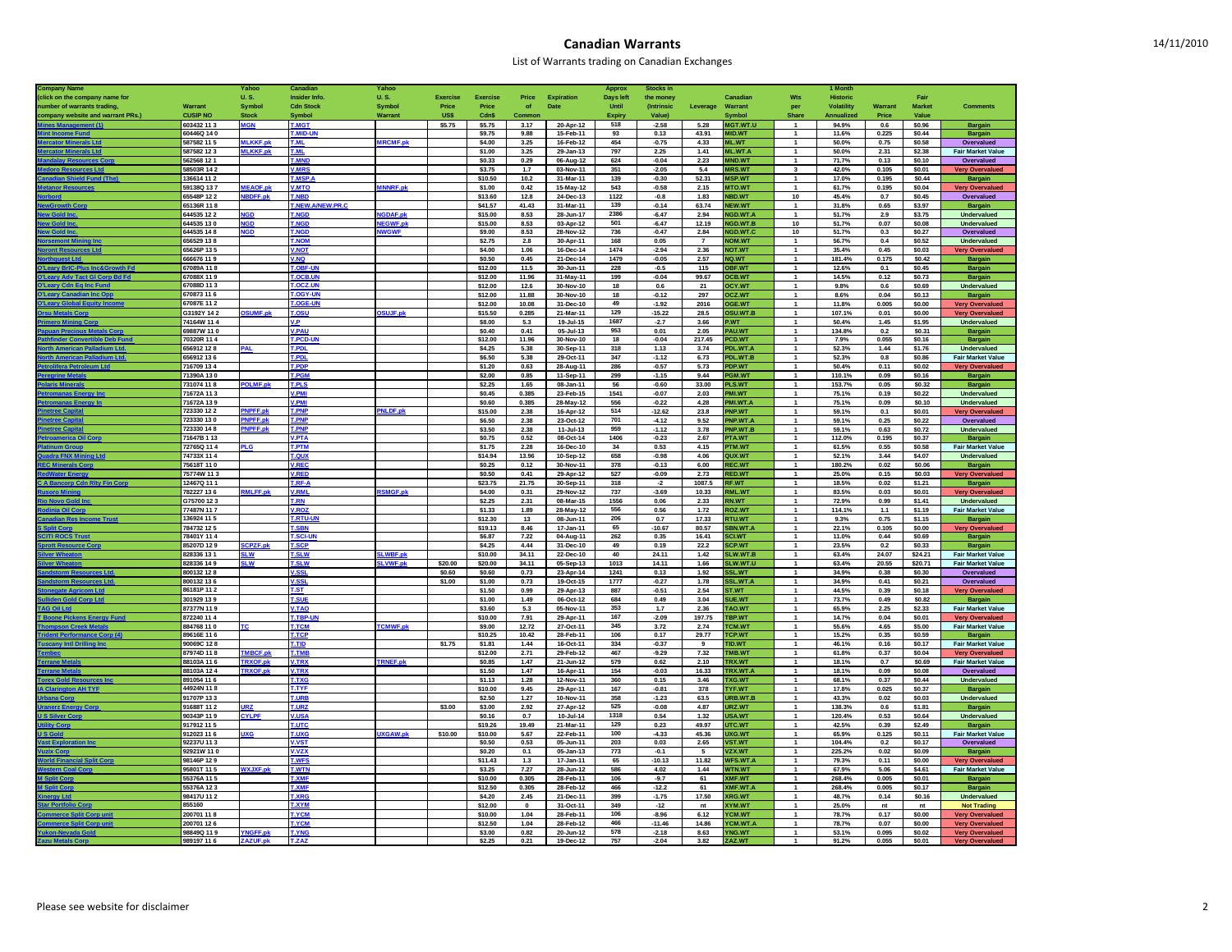# Canadian Warrants

List of Warrants trading on Canadian Exchanges

14/11/2010

| Company Name (click on the company name for number of warrants trading, company website and warrant PRs.) | Warrant CUSIP NO | Yahoo U.S. Symbol Stock | Canadian Insider Info. Cdn Stock Symbol | Yahoo U.S. Symbol Warrant | Exercise Price US$ | Exercise Price Cdn$ | Price of Common | Expiration Date | Approx Days left Until Expiry | Stocks in the money (Intrinsic Value) | Leverage | Canadian Warrant Symbol | Wts per Share | 1 Month Historic Volatility Annualized | Warrant Price | Fair Market Value | Comments |
|---|---|---|---|---|---|---|---|---|---|---|---|---|---|---|---|---|---|
| Mines Management (1) | 603432 11 3 | MGN | T.MGT | | $5.75 | $5.75 | 3.17 | 20-Apr-12 | 518 | -2.58 | 5.28 | MGT.WT.U | 1 | 94.9% | 0.6 | $0.96 | Bargain |
| Mint Income Fund | 60446Q 14 0 | | T.MID-UN | | | $9.75 | 9.88 | 15-Feb-11 | 93 | 0.13 | 43.91 | MID.WT | 1 | 11.6% | 0.225 | $0.44 | Bargain |
| Mercator Minerals Ltd | 587582 11 5 | MLKKF.pk | T.ML | MRCMF.pk | | $4.00 | 3.25 | 16-Feb-12 | 454 | -0.75 | 4.33 | ML.WT | 1 | 50.0% | 0.75 | $0.58 | Overvalued |
| Mercator Minerals Ltd | 587582 12 3 | MLKKF.pk | T.ML | | | $1.00 | 3.25 | 29-Jan-13 | 797 | 2.25 | 1.41 | ML.WT.A | 1 | 50.0% | 2.31 | $2.38 | Fair Market Value |
| Mandalay Resources Corp | 562568 12 1 | | T.MND | | | $0.33 | 0.29 | 06-Aug-12 | 624 | -0.04 | 2.23 | MND.WT | 1 | 71.7% | 0.13 | $0.10 | Overvalued |
| Medoro Resources Ltd | 58503R 14 2 | | V.MRS | | | $3.75 | 1.7 | 03-Nov-11 | 351 | -2.05 | 5.4 | MRS.WT | 3 | 42.0% | 0.105 | $0.01 | Very Overvalued |
| Canadian Shield Fund (The) | 136614 11 2 | | T.MSP.A | | | $10.50 | 10.2 | 31-Mar-11 | 139 | -0.30 | 52.31 | MSP.WT | 1 | 17.0% | 0.195 | $0.44 | Bargain |
| Metanor Resources | 59138Q 13 7 | MEAOF.pk | V.MTO | MNNRF.pk | | $1.00 | 0.42 | 15-May-12 | 543 | -0.58 | 2.15 | MTO.WT | 1 | 61.7% | 0.195 | $0.04 | Very Overvalued |
| Norbord | 65548P 12 2 | NBDFF.pk | T.NBD | | | $13.60 | 12.8 | 24-Dec-13 | 1122 | -0.8 | 1.83 | NBD.WT | 10 | 45.4% | 0.7 | $0.45 | Overvalued |
| NewGrowth Corp | 65136R 11 8 | | T.NEW.A/NEW.PR.C | | | $41.57 | 41.43 | 31-Mar-11 | 139 | -0.14 | 63.74 | NEW.WT | 1 | 31.8% | 0.65 | $3.97 | Bargain |
| New Gold Inc. | 644535 12 2 | NGD | T.NGD | NGDAF.pk | | $15.00 | 8.53 | 28-Jun-17 | 2386 | -6.47 | 2.94 | NGD.WT.A | 1 | 51.7% | 2.9 | $3.75 | Undervalued |
| New Gold Inc. | 644535 13 0 | NGD | T.NGD | NEGWF.pk | | $15.00 | 8.53 | 03-Apr-12 | 501 | -6.47 | 12.19 | NGD.WT.B | 10 | 51.7% | 0.07 | $0.08 | Undervalued |
| New Gold Inc. | 644535 14 8 | NGD | T.NGD | NWGWF | | $9.00 | 8.53 | 28-Nov-12 | 736 | -0.47 | 2.84 | NGD.WT.C | 10 | 51.7% | 0.3 | $0.27 | Overvalued |
| Norsemont Mining Inc | 656529 13 8 | | T.NOM | | | $2.75 | 2.8 | 30-Apr-11 | 168 | 0.05 | 7 | NOM.WT | 1 | 56.7% | 0.4 | $0.52 | Undervalued |
| Noront Resources Ltd | 65626P 13 5 | | V.NOT | | | $4.00 | 1.06 | 16-Dec-14 | 1474 | -2.94 | 2.36 | NOT.WT | 1 | 35.4% | 0.45 | $0.03 | Very Overvalued |
| Northquest Ltd | 666676 11 9 | | V.NQ | | | $0.50 | 0.45 | 21-Dec-14 | 1479 | -0.05 | 2.57 | NQ.WT | 1 | 181.4% | 0.175 | $0.42 | Bargain |
| O'Leary BrIC-Plus Inc&Growth Fd | 67089A 11 8 | | T.OBF-UN | | | $12.00 | 11.5 | 30-Jun-11 | 228 | -0.5 | 115 | OBF.WT | 1 | 12.6% | 0.1 | $0.45 | Bargain |
| O'Leary Adv Tact Gl Corp Bd Fd | 67088X 11 9 | | T.OCB.UN | | | $12.00 | 11.96 | 31-May-11 | 199 | -0.04 | 99.67 | OCB.WT | 1 | 14.5% | 0.12 | $0.73 | Bargain |
| O'Leary Cdn Eq Inc Fund | 67088D 11 3 | | T.OCZ.UN | | | $12.00 | 12.6 | 30-Nov-10 | 18 | 0.6 | 21 | OCY.WT | 1 | 9.8% | 0.6 | $0.69 | Undervalued |
| O'Leary Canadian Inc Opp | 670873 11 6 | | T.OGY-UN | | | $12.00 | 11.88 | 30-Nov-10 | 18 | -0.12 | 297 | OCZ.WT | 1 | 8.6% | 0.04 | $0.13 | Bargain |
| O'Leary Global Equity Income | 67087E 11 2 | | T.OGE-UN | | | $12.00 | 10.08 | 31-Dec-10 | 49 | -1.92 | 2016 | OGE.WT | 1 | 11.8% | 0.005 | $0.00 | Very Overvalued |
| Orsu Metals Corp | G3192Y 14 2 | OSUMF.pk | T.OSU | OSUJF.pk | | $15.50 | 0.285 | 21-Mar-11 | 129 | -15.22 | 28.5 | OSU.WT.B | 1 | 107.1% | 0.01 | $0.00 | Very Overvalued |
| Primero Mining Corp | 74164W 11 4 | | V.P | | | $8.00 | 5.3 | 19-Jul-15 | 1687 | -2.7 | 3.66 | P.WT | 1 | 50.4% | 1.45 | $1.95 | Undervalued |
| Papuan Precious Metals Corp | 69887W 11 0 | | V.PAU | | | $0.40 | 0.41 | 05-Jul-13 | 953 | 0.01 | 2.05 | PAU.WT | 1 | 134.8% | 0.2 | $0.31 | Bargain |
| Pathfinder Convertible Deb Fund | 70320R 11 4 | | T.PCD-UN | | | $12.00 | 11.96 | 30-Nov-10 | 18 | -0.04 | 217.45 | PCD.WT | 1 | 7.9% | 0.055 | $0.16 | Bargain |
| North American Palladium Ltd. | 656912 12 8 | PAL | T.PDL | | | $4.25 | 5.38 | 30-Sep-11 | 318 | 1.13 | 3.74 | PDL.WT.A | 1 | 52.3% | 1.44 | $1.76 | Undervalued |
| North American Palladium Ltd. | 656912 13 6 | | T.PDL | | | $6.50 | 5.38 | 29-Oct-11 | 347 | -1.12 | 6.73 | PDL.WT.B | 1 | 52.3% | 0.8 | $0.86 | Fair Market Value |
| Petrolifera Petroleum Ltd | 716709 13 4 | | T.PDP | | | $1.20 | 0.63 | 28-Aug-11 | 286 | -0.57 | 5.73 | PDP.WT | 1 | 50.4% | 0.11 | $0.02 | Very Overvalued |
| Peregrine Metals | 71390A 13 0 | | T.PGM | | | $2.00 | 0.85 | 11-Sep-11 | 299 | -1.15 | 9.44 | PGM.WT | 1 | 110.1% | 0.09 | $0.16 | Bargain |
| Polaris Minerals | 731074 11 8 | POLMF.pk | T.PLS | | | $2.25 | 1.65 | 08-Jan-11 | 56 | -0.60 | 33.00 | PLS.WT | 1 | 153.7% | 0.05 | $0.32 | Bargain |
| Petromanas Energy Inc | 71672A 11 3 | | V.PMI | | | $0.45 | 0.385 | 23-Feb-15 | 1541 | -0.07 | 2.03 | PMI.WT | 1 | 75.1% | 0.19 | $0.22 | Undervalued |
| Petromanas Energy In | 71672A 13 9 | | V.PMI | | | $0.60 | 0.385 | 28-May-12 | 556 | -0.22 | 4.28 | PMI.WT.A | 1 | 75.1% | 0.09 | $0.10 | Undervalued |
| Pinetree Capital | 723330 12 2 | PNPFF.pk | T.PNP | PNLDF.pk | | $15.00 | 2.38 | 16-Apr-12 | 514 | -12.62 | 23.8 | PNP.WT | 1 | 59.1% | 0.1 | $0.01 | Very Overvalued |
| Pinetree Capital | 723330 13 0 | PNPFF.pk | T.PNP | | | $6.50 | 2.38 | 23-Oct-12 | 701 | -4.12 | 9.52 | PNP.WT.A | 1 | 59.1% | 0.25 | $0.22 | Overvalued |
| Pinetree Capital | 723330 14 8 | PNPFF.pk | T.PNP | | | $3.50 | 2.38 | 11-Jul-13 | 959 | -1.12 | 3.78 | PNP.WT.B | 1 | 59.1% | 0.63 | $0.72 | Undervalued |
| Petroamerica Oil Corp | 71647B 11 3 | | V.PTA | | | $0.75 | 0.52 | 08-Oct-14 | 1406 | -0.23 | 2.67 | PTA.WT | 1 | 112.0% | 0.195 | $0.37 | Bargain |
| Platinum Group | 72765Q 11 4 | PLG | T.PTM | | | $1.75 | 2.28 | 16-Dec-10 | 34 | 0.53 | 4.15 | PTM.WT | 1 | 61.5% | 0.55 | $0.58 | Fair Market Value |
| Quadra FNX Mining Ltd | 74733X 11 4 | | T.QUX | | | $14.94 | 13.96 | 10-Sep-12 | 658 | -0.98 | 4.06 | QUX.WT | 1 | 52.1% | 3.44 | $4.07 | Undervalued |
| REC Minerals Corp | 75618T 11 0 | | V.REC | | | $0.25 | 0.12 | 30-Nov-11 | 378 | -0.13 | 6.00 | REC.WT | 1 | 180.2% | 0.02 | $0.06 | Bargain |
| RedWater Energy | 75774W 11 3 | | V.RED | | | $0.50 | 0.41 | 29-Apr-12 | 527 | -0.09 | 2.73 | RED.WT | 1 | 25.0% | 0.15 | $0.03 | Very Overvalued |
| C A Bancorp Cdn Rlty Fin Corp | 12467Q 11 1 | | T.RF-A | | | $23.75 | 21.75 | 30-Sep-11 | 318 | -2 | 1087.5 | RF.WT | 1 | 18.5% | 0.02 | $1.21 | Bargain |
| Rusoro Mining | 782227 13 6 | RMLFF.pk | V.RML | RSMGF.pk | | $4.00 | 0.31 | 29-Nov-12 | 737 | -3.69 | 10.33 | RML.WT | 1 | 83.5% | 0.03 | $0.01 | Very Overvalued |
| Rio Novo Gold Inc | G75700 12 3 | | T.RN | | | $2.25 | 2.31 | 08-Mar-15 | 1556 | 0.06 | 2.33 | RN.WT | 1 | 72.9% | 0.99 | $1.41 | Undervalued |
| Rodinia Oil Corp | 77487N 11 7 | | V.ROZ | | | $1.33 | 1.89 | 28-May-12 | 556 | 0.56 | 1.72 | ROZ.WT | 1 | 114.1% | 1.1 | $1.19 | Fair Market Value |
| Canadian Res Income Trust | 136924 11 5 | | T.RTU-UN | | | $12.30 | 13 | 08-Jun-11 | 206 | 0.7 | 17.33 | RTU.WT | 1 | 9.3% | 0.75 | $1.15 | Bargain |
| S Split Corp | 784732 12 5 | | T.SBN | | | $19.13 | 8.46 | 17-Jan-11 | 65 | -10.67 | 80.57 | SBN.WT.A | 1 | 22.1% | 0.105 | $0.00 | Very Overvalued |
| SCITI ROCS Trust | 78401Y 11 4 | | T.SCI-UN | | | $6.87 | 7.22 | 04-Aug-11 | 262 | 0.35 | 16.41 | SCI.WT | 1 | 11.0% | 0.44 | $0.69 | Bargain |
| Sprott Resource Corp | 85207D 12 9 | SCPZF.pk | T.SCP | | | $4.25 | 4.44 | 31-Dec-10 | 49 | 0.19 | 22.2 | SCP.WT | 1 | 23.5% | 0.2 | $0.33 | Bargain |
| Silver Wheaton | 828336 13 1 | SLW | T.SLW | SLWBF.pk | | $10.00 | 34.11 | 22-Dec-10 | 40 | 24.11 | 1.42 | SLW.WT.B | 1 | 63.4% | 24.07 | $24.21 | Fair Market Value |
| Silver Wheaton | 828336 14 9 | SLW | T.SLW | SLVWF.pk | $20.00 | $20.00 | 34.11 | 05-Sep-13 | 1013 | 14.11 | 1.66 | SLW.WT.U | 1 | 63.4% | 20.55 | $20.71 | Fair Market Value |
| Sandstorm Resources Ltd. | 800132 12 8 | | V.SSL | | $0.60 | $0.60 | 0.73 | 23-Apr-14 | 1241 | 0.13 | 1.92 | SSL.WT | 1 | 34.9% | 0.38 | $0.30 | Overvalued |
| Sandstorm Resources Ltd. | 800132 13 6 | | V.SSL | | $1.00 | $1.00 | 0.73 | 19-Oct-15 | 1777 | -0.27 | 1.78 | SSL.WT.A | 1 | 34.9% | 0.41 | $0.21 | Overvalued |
| Stonegate Agricom Ltd | 86181P 11 2 | | T.ST | | | $1.50 | 0.99 | 29-Apr-13 | 887 | -0.51 | 2.54 | ST.WT | 1 | 44.5% | 0.39 | $0.18 | Very Overvalued |
| Sulliden Gold Corp Ltd | 301929 13 9 | | T.SUE | | | $1.00 | 1.49 | 06-Oct-12 | 684 | 0.49 | 3.04 | SUE.WT | 1 | 73.7% | 0.49 | $0.82 | Bargain |
| TAG Oil Ltd | 87377N 11 9 | | V.TAO | | | $3.60 | 5.3 | 05-Nov-11 | 353 | 1.7 | 2.36 | TAO.WT | 1 | 65.9% | 2.25 | $2.33 | Fair Market Value |
| T Boone Pickens Energy Fund | 872240 11 4 | | T.TBP-UN | | | $10.00 | 7.91 | 29-Apr-11 | 167 | -2.09 | 197.75 | TBP.WT | 1 | 14.7% | 0.04 | $0.01 | Very Overvalued |
| Thompson Creek Metals | 884768 11 0 | TC | T.TCM | TCMWF.pk | | $9.00 | 12.72 | 27-Oct-11 | 345 | 3.72 | 2.74 | TCM.WT | 1 | 55.6% | 4.65 | $5.00 | Fair Market Value |
| Trident Performance Corp (4) | 89616E 11 6 | | T.TCP | | | $10.25 | 10.42 | 28-Feb-11 | 106 | 0.17 | 29.77 | TCP.WT | 1 | 15.2% | 0.35 | $0.59 | Bargain |
| Tuscany Intl Drilling Inc | 90069C 12 8 | | T.TID | | $1.75 | $1.81 | 1.44 | 16-Oct-11 | 334 | -0.37 | 9 | TID.WT | 1 | 46.1% | 0.16 | $0.17 | Fair Market Value |
| Tembec | 87974D 11 8 | TMBCF.pk | T.TMB | | | $12.00 | 2.71 | 29-Feb-12 | 467 | -9.29 | 7.32 | TMB.WT | 1 | 61.8% | 0.37 | $0.04 | Very Overvalued |
| Terrane Metals | 88103A 11 6 | TRXOF.pk | V.TRX | TRNEF.pk | | $0.85 | 1.47 | 21-Jun-12 | 579 | 0.62 | 2.10 | TRX.WT | 1 | 18.1% | 0.7 | $0.69 | Fair Market Value |
| Terrane Metals | 88103A 12 4 | TRXOF.pk | V.TRX | | | $1.50 | 1.47 | 16-Apr-11 | 154 | -0.03 | 16.33 | TRX.WT.A | 1 | 18.1% | 0.09 | $0.08 | Overvalued |
| Torex Gold Resources Inc | 891054 11 6 | | T.TXG | | | $1.13 | 1.28 | 12-Nov-11 | 360 | 0.15 | 3.46 | TXG.WT | 1 | 68.1% | 0.37 | $0.44 | Undervalued |
| IA Clarington AH TYF | 44924N 11 8 | | T.TYF | | | $10.00 | 9.45 | 29-Apr-11 | 167 | -0.81 | 378 | TYF.WT | 1 | 17.8% | 0.025 | $0.37 | Bargain |
| Urbana Corp | 91707P 13 3 | | T.URB | | | $2.50 | 1.27 | 10-Nov-11 | 358 | -1.23 | 63.5 | URB.WT.B | 1 | 43.3% | 0.02 | $0.03 | Undervalued |
| Uranerz Energy Corp | 91688T 11 2 | URZ | T.URZ | | $3.00 | $3.00 | 2.92 | 27-Apr-12 | 525 | -0.08 | 4.87 | URZ.WT | 1 | 138.3% | 0.6 | $1.81 | Bargain |
| U S Silver Corp | 90343P 11 9 | CYLPF | V.USA | | | $0.16 | 0.7 | 10-Jul-14 | 1318 | 0.54 | 1.32 | USA.WT | 1 | 120.4% | 0.53 | $0.64 | Undervalued |
| Utility Corp | 917912 11 5 | | T.UTC | | | $19.26 | 19.49 | 21-Mar-11 | 129 | 0.23 | 49.97 | UTC.WT | 1 | 42.5% | 0.39 | $2.49 | Bargain |
| U S Gold | 912023 11 6 | UXG | T.UXG | UXGAW.pk | $10.00 | $10.00 | 5.67 | 22-Feb-11 | 100 | -4.33 | 45.36 | UXG.WT | 1 | 65.9% | 0.125 | $0.11 | Fair Market Value |
| Vast Exploration Inc | 92237U 11 3 | | V.VST | | | $0.50 | 0.53 | 05-Jun-11 | 203 | 0.03 | 2.65 | VST.WT | 1 | 104.4% | 0.2 | $0.17 | Overvalued |
| Vuzix Corp | 92921W 11 0 | | V.VZX | | | $0.20 | 0.1 | 05-Jan-13 | 773 | -0.1 | 5 | VZX.WT | 1 | 225.2% | 0.02 | $0.09 | Bargain |
| World Financial Split Corp | 98146P 12 9 | | T.WFS | | | $11.43 | 1.3 | 17-Jan-11 | 65 | -10.13 | 11.82 | WFS.WT.A | 1 | 79.3% | 0.11 | $0.00 | Very Overvalued |
| Western Coal Corp | 95801T 11 5 | WXJXF.pk | T.WTN | | | $3.25 | 7.27 | 28-Jun-12 | 586 | 4.02 | 1.44 | WTN.WT | 1 | 67.9% | 5.06 | $4.61 | Fair Market Value |
| M Split Corp | 55376A 11 5 | | T.XMF | | | $10.00 | 0.305 | 28-Feb-11 | 106 | -9.7 | 61 | XMF.WT | 1 | 268.4% | 0.005 | $0.01 | Bargain |
| M Split Corp | 55376A 12 3 | | T.XMF | | | $12.50 | 0.305 | 28-Feb-12 | 466 | -12.2 | 61 | XMF.WT.A | 1 | 268.4% | 0.005 | $0.17 | Bargain |
| Xinergy Ltd | 98417U 11 2 | | T.XRG | | | $4.20 | 2.45 | 21-Dec-11 | 399 | -1.75 | 17.50 | XRG.WT | 1 | 48.7% | 0.14 | $0.16 | Undervalued |
| Star Portfolio Corp | 855160 | | T.XYM | | | $12.00 | 0 | 31-Oct-11 | 349 | -12 | nt | XYM.WT | 1 | 25.0% | nt | nt | Not Trading |
| Commerce Split Corp unit | 200701 11 8 | | T.YCM | | | $10.00 | 1.04 | 28-Feb-11 | 106 | -8.96 | 6.12 | YCM.WT | 1 | 78.7% | 0.17 | $0.00 | Very Overvalued |
| Commerce Split Corp unit | 200701 12 6 | | T.YCM | | | $12.50 | 1.04 | 28-Feb-12 | 466 | -11.46 | 14.86 | YCM.WT.A | 1 | 78.7% | 0.07 | $0.00 | Very Overvalued |
| Yukon-Nevada Gold | 98849Q 11 9 | YNGFF.pk | T.YNG | | | $3.00 | 0.82 | 20-Jun-12 | 578 | -2.18 | 8.63 | YNG.WT | 1 | 53.1% | 0.095 | $0.02 | Very Overvalued |
| Zazu Metals Corp | 989197 11 6 | ZAZUF.pk | T.ZAZ | | | $2.25 | 0.21 | 19-Dec-12 | 757 | -2.04 | 3.82 | ZAZ.WT | 1 | 91.2% | 0.055 | $0.01 | Very Overvalued |

Please see website for disclaimer